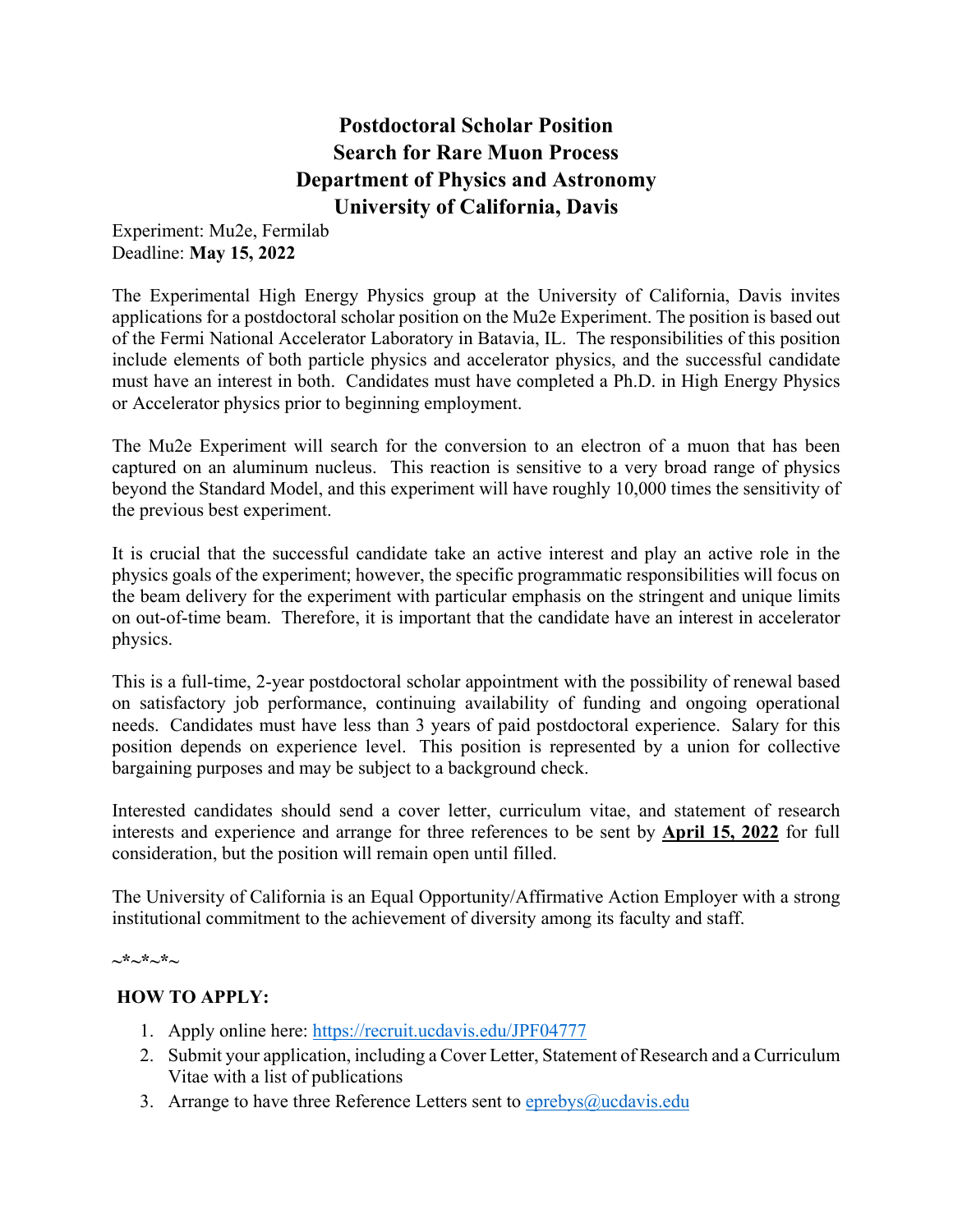# Postdoctoral Scholar Position
# Search for Rare Muon Process
# Department of Physics and Astronomy
# University of California, Davis

Experiment: Mu2e, Fermilab
Deadline: **May 15, 2022**

The Experimental High Energy Physics group at the University of California, Davis invites applications for a postdoctoral scholar position on the Mu2e Experiment. The position is based out of the Fermi National Accelerator Laboratory in Batavia, IL. The responsibilities of this position include elements of both particle physics and accelerator physics, and the successful candidate must have an interest in both. Candidates must have completed a Ph.D. in High Energy Physics or Accelerator physics prior to beginning employment.

The Mu2e Experiment will search for the conversion to an electron of a muon that has been captured on an aluminum nucleus. This reaction is sensitive to a very broad range of physics beyond the Standard Model, and this experiment will have roughly 10,000 times the sensitivity of the previous best experiment.

It is crucial that the successful candidate take an active interest and play an active role in the physics goals of the experiment; however, the specific programmatic responsibilities will focus on the beam delivery for the experiment with particular emphasis on the stringent and unique limits on out-of-time beam. Therefore, it is important that the candidate have an interest in accelerator physics.

This is a full-time, 2-year postdoctoral scholar appointment with the possibility of renewal based on satisfactory job performance, continuing availability of funding and ongoing operational needs. Candidates must have less than 3 years of paid postdoctoral experience. Salary for this position depends on experience level. This position is represented by a union for collective bargaining purposes and may be subject to a background check.

Interested candidates should send a cover letter, curriculum vitae, and statement of research interests and experience and arrange for three references to be sent by **April 15, 2022** for full consideration, but the position will remain open until filled.

The University of California is an Equal Opportunity/Affirmative Action Employer with a strong institutional commitment to the achievement of diversity among its faculty and staff.

~*~*~*~

**HOW TO APPLY:**

1. Apply online here: https://recruit.ucdavis.edu/JPF04777
2. Submit your application, including a Cover Letter, Statement of Research and a Curriculum Vitae with a list of publications
3. Arrange to have three Reference Letters sent to eprebys@ucdavis.edu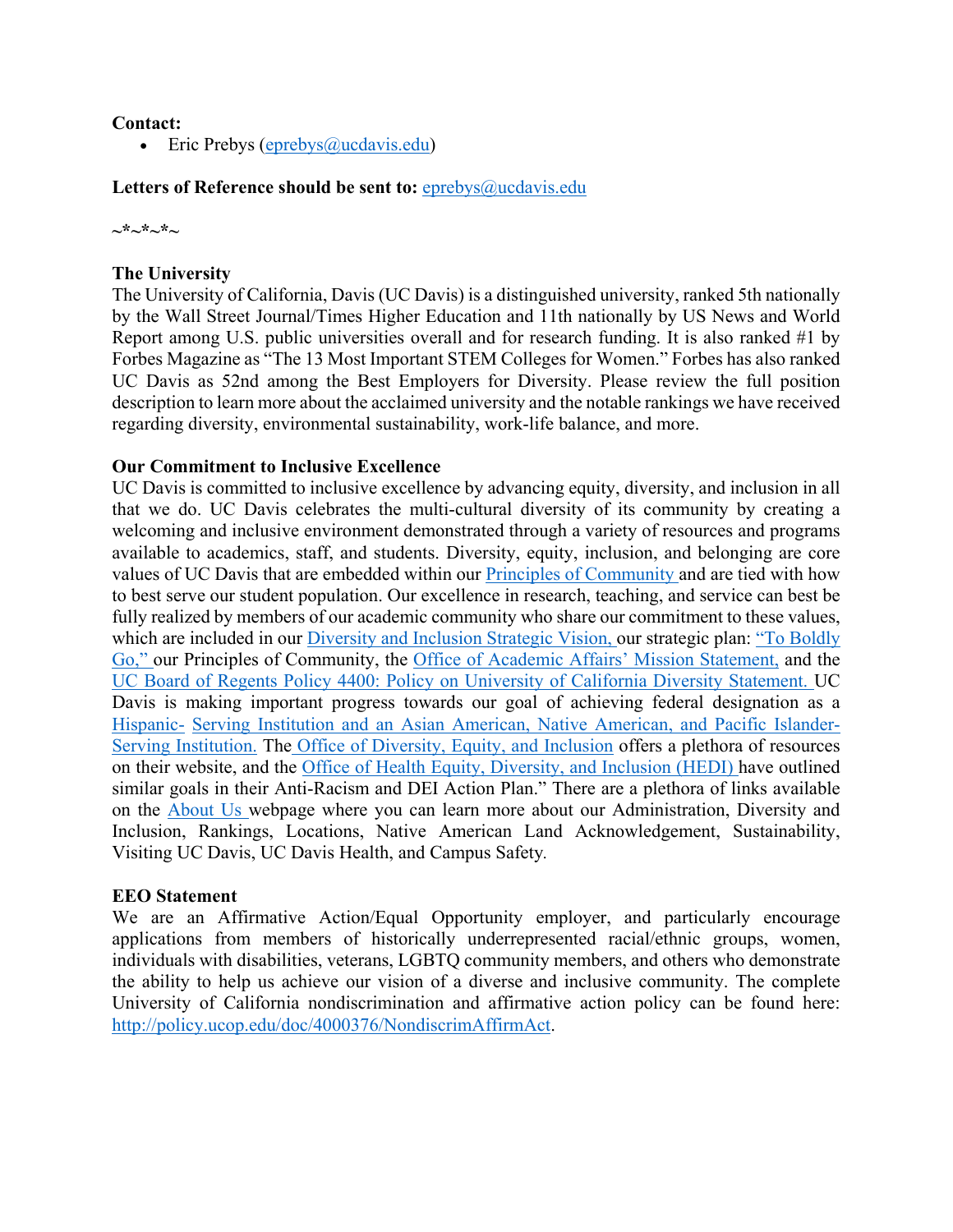**Contact:**

- Eric Prebys (eprebys@ucdavis.edu)

**Letters of Reference should be sent to:** eprebys@ucdavis.edu

~*~*~*~

**The University**

The University of California, Davis (UC Davis) is a distinguished university, ranked 5th nationally by the Wall Street Journal/Times Higher Education and 11th nationally by US News and World Report among U.S. public universities overall and for research funding. It is also ranked #1 by Forbes Magazine as "The 13 Most Important STEM Colleges for Women." Forbes has also ranked UC Davis as 52nd among the Best Employers for Diversity. Please review the full position description to learn more about the acclaimed university and the notable rankings we have received regarding diversity, environmental sustainability, work-life balance, and more.

**Our Commitment to Inclusive Excellence**

UC Davis is committed to inclusive excellence by advancing equity, diversity, and inclusion in all that we do. UC Davis celebrates the multi-cultural diversity of its community by creating a welcoming and inclusive environment demonstrated through a variety of resources and programs available to academics, staff, and students. Diversity, equity, inclusion, and belonging are core values of UC Davis that are embedded within our Principles of Community and are tied with how to best serve our student population. Our excellence in research, teaching, and service can best be fully realized by members of our academic community who share our commitment to these values, which are included in our Diversity and Inclusion Strategic Vision, our strategic plan: "To Boldly Go," our Principles of Community, the Office of Academic Affairs' Mission Statement, and the UC Board of Regents Policy 4400: Policy on University of California Diversity Statement. UC Davis is making important progress towards our goal of achieving federal designation as a Hispanic- Serving Institution and an Asian American, Native American, and Pacific Islander-Serving Institution. The Office of Diversity, Equity, and Inclusion offers a plethora of resources on their website, and the Office of Health Equity, Diversity, and Inclusion (HEDI) have outlined similar goals in their Anti-Racism and DEI Action Plan." There are a plethora of links available on the About Us webpage where you can learn more about our Administration, Diversity and Inclusion, Rankings, Locations, Native American Land Acknowledgement, Sustainability, Visiting UC Davis, UC Davis Health, and Campus Safety.

**EEO Statement**

We are an Affirmative Action/Equal Opportunity employer, and particularly encourage applications from members of historically underrepresented racial/ethnic groups, women, individuals with disabilities, veterans, LGBTQ community members, and others who demonstrate the ability to help us achieve our vision of a diverse and inclusive community. The complete University of California nondiscrimination and affirmative action policy can be found here: http://policy.ucop.edu/doc/4000376/NondiscrimAffirmAct.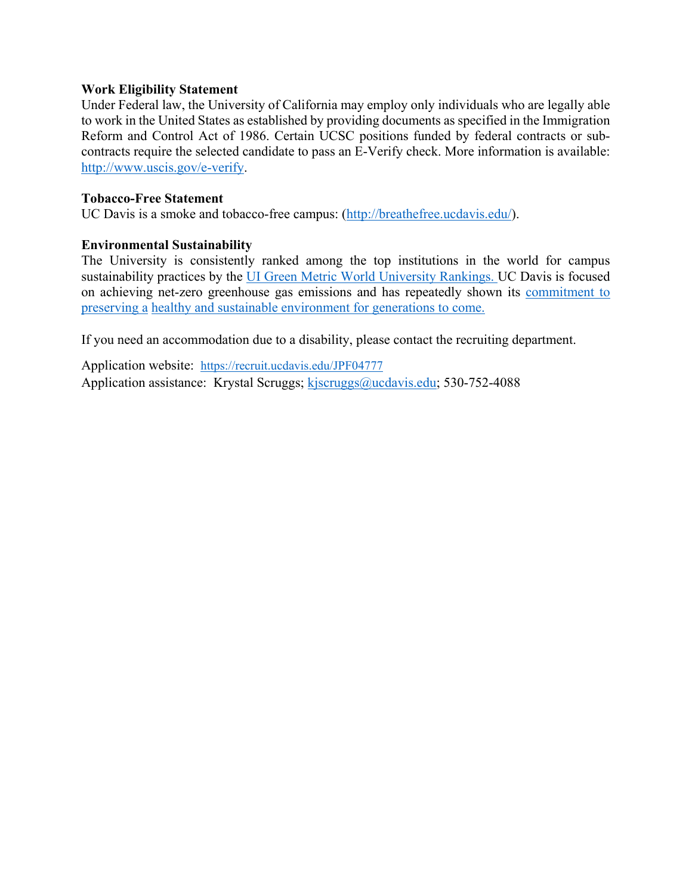**Work Eligibility Statement**
Under Federal law, the University of California may employ only individuals who are legally able to work in the United States as established by providing documents as specified in the Immigration Reform and Control Act of 1986. Certain UCSC positions funded by federal contracts or sub-contracts require the selected candidate to pass an E-Verify check. More information is available: http://www.uscis.gov/e-verify.

**Tobacco-Free Statement**
UC Davis is a smoke and tobacco-free campus: (http://breathefree.ucdavis.edu/).

**Environmental Sustainability**
The University is consistently ranked among the top institutions in the world for campus sustainability practices by the UI Green Metric World University Rankings. UC Davis is focused on achieving net-zero greenhouse gas emissions and has repeatedly shown its commitment to preserving a healthy and sustainable environment for generations to come.

If you need an accommodation due to a disability, please contact the recruiting department.

Application website: https://recruit.ucdavis.edu/JPF04777
Application assistance: Krystal Scruggs; kjscruggs@ucdavis.edu; 530-752-4088